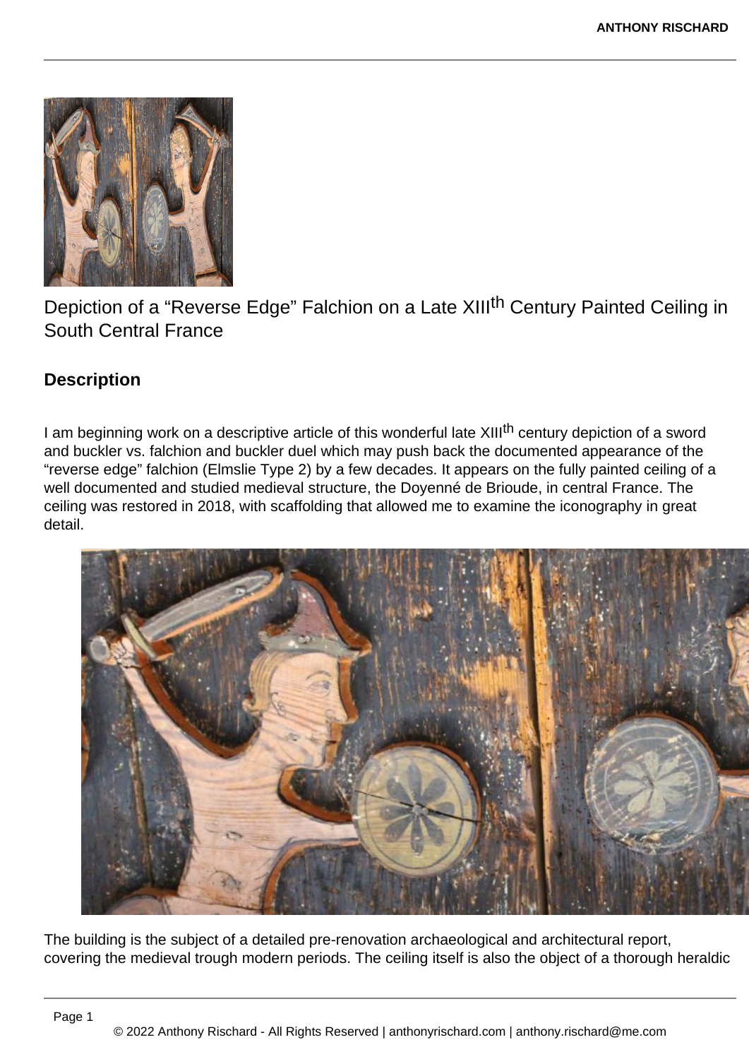# Depiction of a “Reverse Edge” Falchion on a Late XIII[th] Century Painted Ceiling in South Central France

## Description

I am beginning work on a descriptive article of this wonderful late XIII[th] century depiction of a sword and buckler vs. falchion and buckler duel which may push back the documented appearance of the “reverse edge” falchion (Elmslie Type 2) by a few decades. It appears on the fully painted ceiling of a well documented and studied medieval structure, the Doyenné de Brioude, in central France. The ceiling was restored in 2018, with scaffolding that allowed me to examine the iconography in great detail.

The building is the subject of a detailed pre-renovation archaeological and architectural report, covering the medieval trough modern periods. The ceiling itself is also the object of a thorough heraldic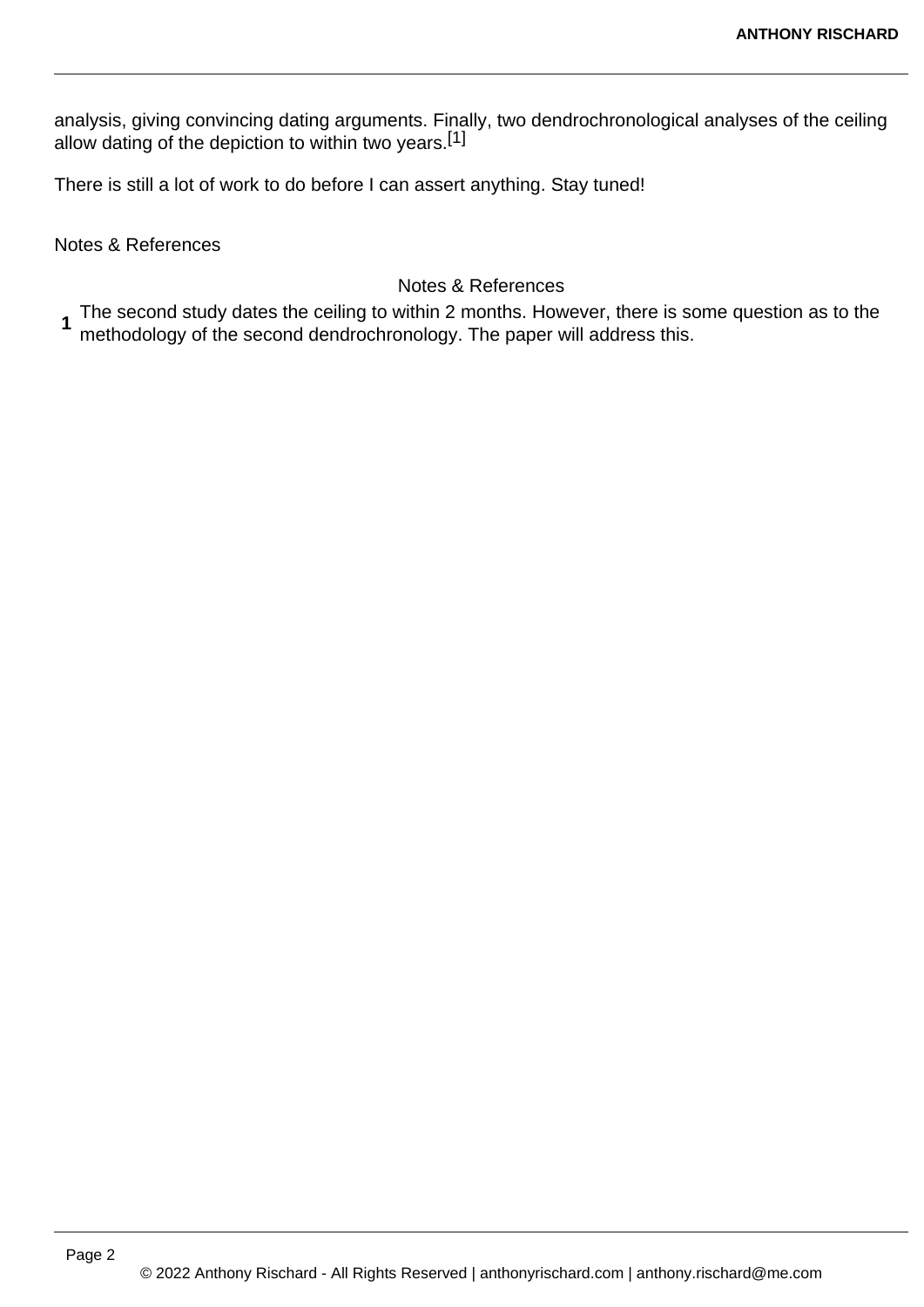analysis, giving convincing dating arguments. Finally, two dendrochronological analyses of the ceiling allow dating of the depiction to within two years.[1]

There is still a lot of work to do before I can assert anything. Stay tuned!

Notes & References

Notes & References

1. The second study dates the ceiling to within 2 months. However, there is some question as to the methodology of the second dendrochronology. The paper will address this.